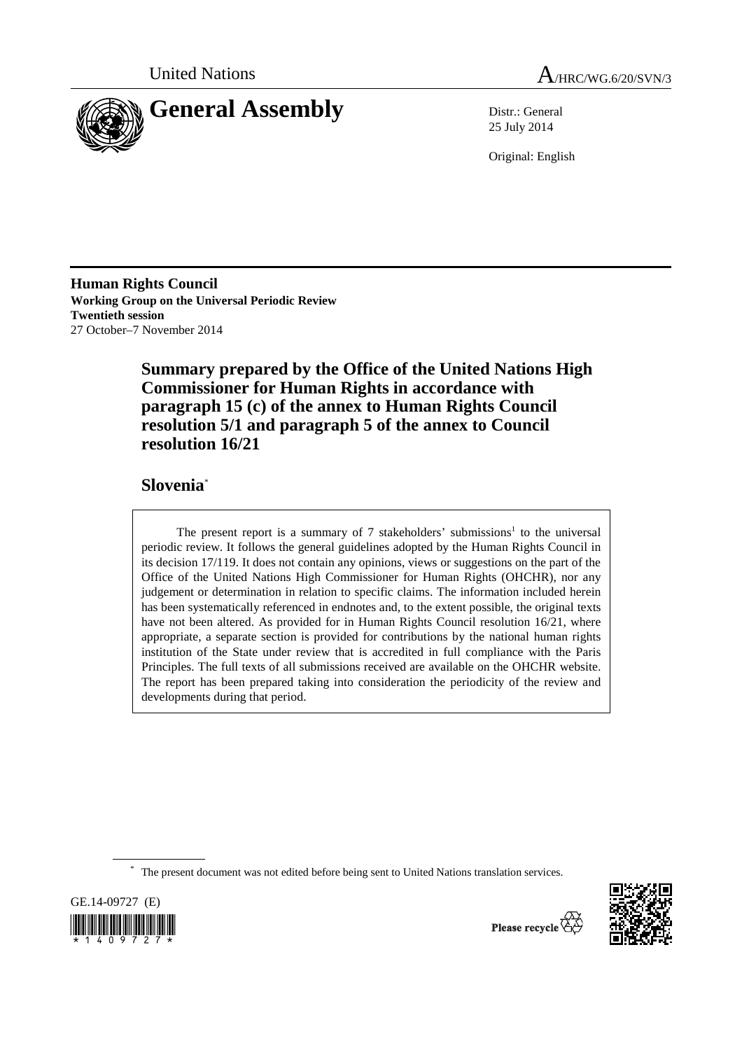United Nations A/HRC/WG.6/20/SVN/3

# General Assembly

Distr.: General
25 July 2014

Original: English

**Human Rights Council**
**Working Group on the Universal Periodic Review**
**Twentieth session**
27 October–7 November 2014

## Summary prepared by the Office of the United Nations High Commissioner for Human Rights in accordance with paragraph 15 (c) of the annex to Human Rights Council resolution 5/1 and paragraph 5 of the annex to Council resolution 16/21

## Slovenia*

> The present report is a summary of 7 stakeholders' submissions[1] to the universal periodic review. It follows the general guidelines adopted by the Human Rights Council in its decision 17/119. It does not contain any opinions, views or suggestions on the part of the Office of the United Nations High Commissioner for Human Rights (OHCHR), nor any judgement or determination in relation to specific claims. The information included herein has been systematically referenced in endnotes and, to the extent possible, the original texts have not been altered. As provided for in Human Rights Council resolution 16/21, where appropriate, a separate section is provided for contributions by the national human rights institution of the State under review that is accredited in full compliance with the Paris Principles. The full texts of all submissions received are available on the OHCHR website. The report has been prepared taking into consideration the periodicity of the review and developments during that period.

* The present document was not edited before being sent to United Nations translation services.

GE.14-09727 (E)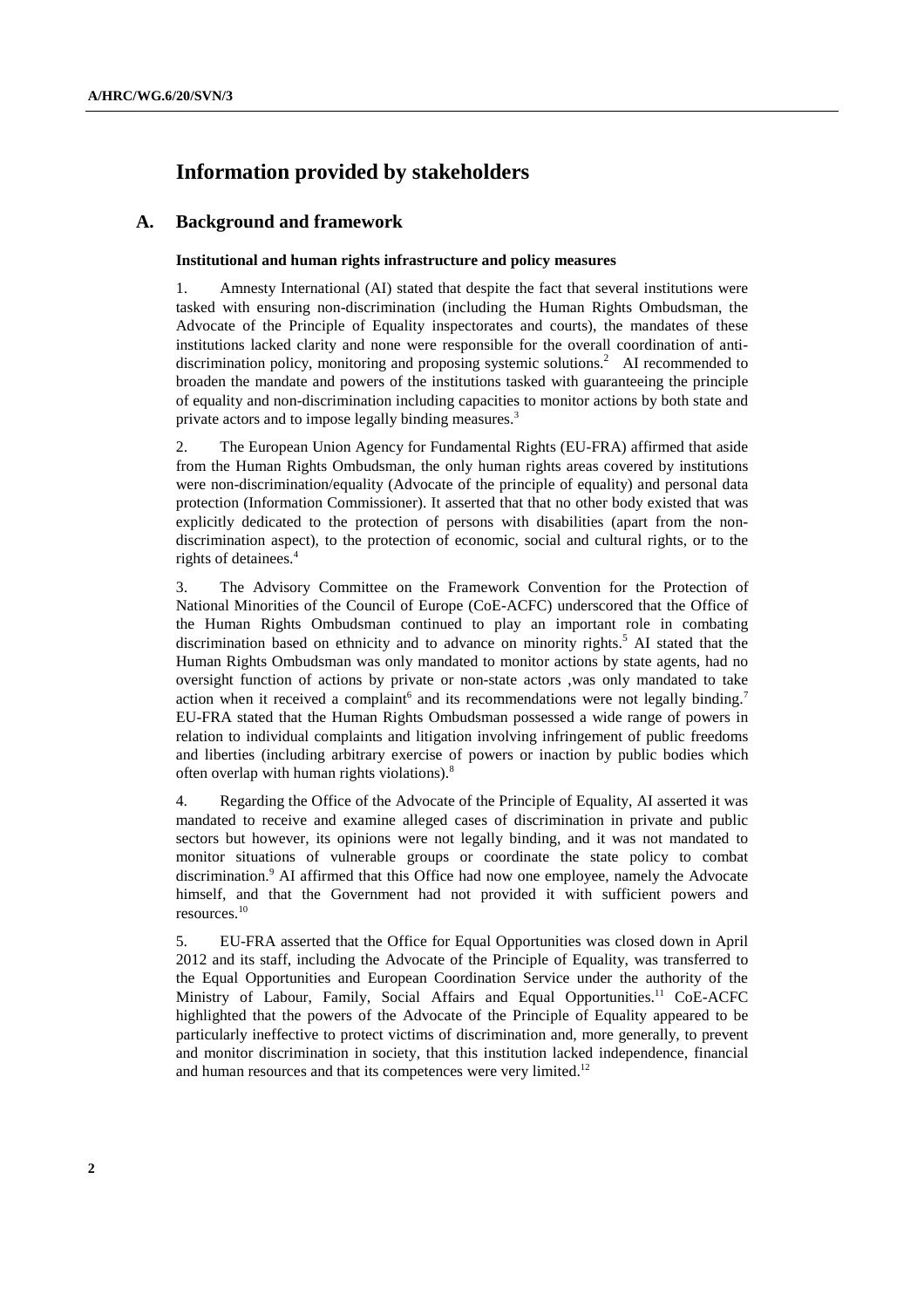# Information provided by stakeholders

## A. Background and framework

### Institutional and human rights infrastructure and policy measures

1. Amnesty International (AI) stated that despite the fact that several institutions were tasked with ensuring non-discrimination (including the Human Rights Ombudsman, the Advocate of the Principle of Equality inspectorates and courts), the mandates of these institutions lacked clarity and none were responsible for the overall coordination of anti-discrimination policy, monitoring and proposing systemic solutions.[2] AI recommended to broaden the mandate and powers of the institutions tasked with guaranteeing the principle of equality and non-discrimination including capacities to monitor actions by both state and private actors and to impose legally binding measures.[3]

2. The European Union Agency for Fundamental Rights (EU-FRA) affirmed that aside from the Human Rights Ombudsman, the only human rights areas covered by institutions were non-discrimination/equality (Advocate of the principle of equality) and personal data protection (Information Commissioner). It asserted that that no other body existed that was explicitly dedicated to the protection of persons with disabilities (apart from the non-discrimination aspect), to the protection of economic, social and cultural rights, or to the rights of detainees.[4]

3. The Advisory Committee on the Framework Convention for the Protection of National Minorities of the Council of Europe (CoE-ACFC) underscored that the Office of the Human Rights Ombudsman continued to play an important role in combating discrimination based on ethnicity and to advance on minority rights.[5] AI stated that the Human Rights Ombudsman was only mandated to monitor actions by state agents, had no oversight function of actions by private or non-state actors ,was only mandated to take action when it received a complaint[6] and its recommendations were not legally binding.[7] EU-FRA stated that the Human Rights Ombudsman possessed a wide range of powers in relation to individual complaints and litigation involving infringement of public freedoms and liberties (including arbitrary exercise of powers or inaction by public bodies which often overlap with human rights violations).[8]

4. Regarding the Office of the Advocate of the Principle of Equality, AI asserted it was mandated to receive and examine alleged cases of discrimination in private and public sectors but however, its opinions were not legally binding, and it was not mandated to monitor situations of vulnerable groups or coordinate the state policy to combat discrimination.[9] AI affirmed that this Office had now one employee, namely the Advocate himself, and that the Government had not provided it with sufficient powers and resources.[10]

5. EU-FRA asserted that the Office for Equal Opportunities was closed down in April 2012 and its staff, including the Advocate of the Principle of Equality, was transferred to the Equal Opportunities and European Coordination Service under the authority of the Ministry of Labour, Family, Social Affairs and Equal Opportunities.[11] CoE-ACFC highlighted that the powers of the Advocate of the Principle of Equality appeared to be particularly ineffective to protect victims of discrimination and, more generally, to prevent and monitor discrimination in society, that this institution lacked independence, financial and human resources and that its competences were very limited.[12]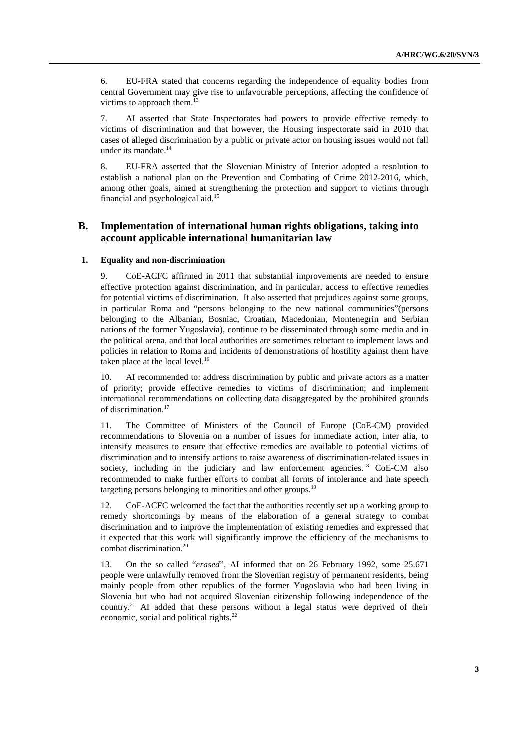6. EU-FRA stated that concerns regarding the independence of equality bodies from central Government may give rise to unfavourable perceptions, affecting the confidence of victims to approach them.[13]

7. AI asserted that State Inspectorates had powers to provide effective remedy to victims of discrimination and that however, the Housing inspectorate said in 2010 that cases of alleged discrimination by a public or private actor on housing issues would not fall under its mandate.[14]

8. EU-FRA asserted that the Slovenian Ministry of Interior adopted a resolution to establish a national plan on the Prevention and Combating of Crime 2012-2016, which, among other goals, aimed at strengthening the protection and support to victims through financial and psychological aid.[15]

## B. Implementation of international human rights obligations, taking into account applicable international humanitarian law

### 1. Equality and non-discrimination

9. CoE-ACFC affirmed in 2011 that substantial improvements are needed to ensure effective protection against discrimination, and in particular, access to effective remedies for potential victims of discrimination. It also asserted that prejudices against some groups, in particular Roma and "persons belonging to the new national communities"(persons belonging to the Albanian, Bosniac, Croatian, Macedonian, Montenegrin and Serbian nations of the former Yugoslavia), continue to be disseminated through some media and in the political arena, and that local authorities are sometimes reluctant to implement laws and policies in relation to Roma and incidents of demonstrations of hostility against them have taken place at the local level.[16]

10. AI recommended to: address discrimination by public and private actors as a matter of priority; provide effective remedies to victims of discrimination; and implement international recommendations on collecting data disaggregated by the prohibited grounds of discrimination.[17]

11. The Committee of Ministers of the Council of Europe (CoE-CM) provided recommendations to Slovenia on a number of issues for immediate action, inter alia, to intensify measures to ensure that effective remedies are available to potential victims of discrimination and to intensify actions to raise awareness of discrimination-related issues in society, including in the judiciary and law enforcement agencies.[18] CoE-CM also recommended to make further efforts to combat all forms of intolerance and hate speech targeting persons belonging to minorities and other groups.[19]

12. CoE-ACFC welcomed the fact that the authorities recently set up a working group to remedy shortcomings by means of the elaboration of a general strategy to combat discrimination and to improve the implementation of existing remedies and expressed that it expected that this work will significantly improve the efficiency of the mechanisms to combat discrimination.[20]

13. On the so called "*erased*", AI informed that on 26 February 1992, some 25.671 people were unlawfully removed from the Slovenian registry of permanent residents, being mainly people from other republics of the former Yugoslavia who had been living in Slovenia but who had not acquired Slovenian citizenship following independence of the country.[21] AI added that these persons without a legal status were deprived of their economic, social and political rights.[22]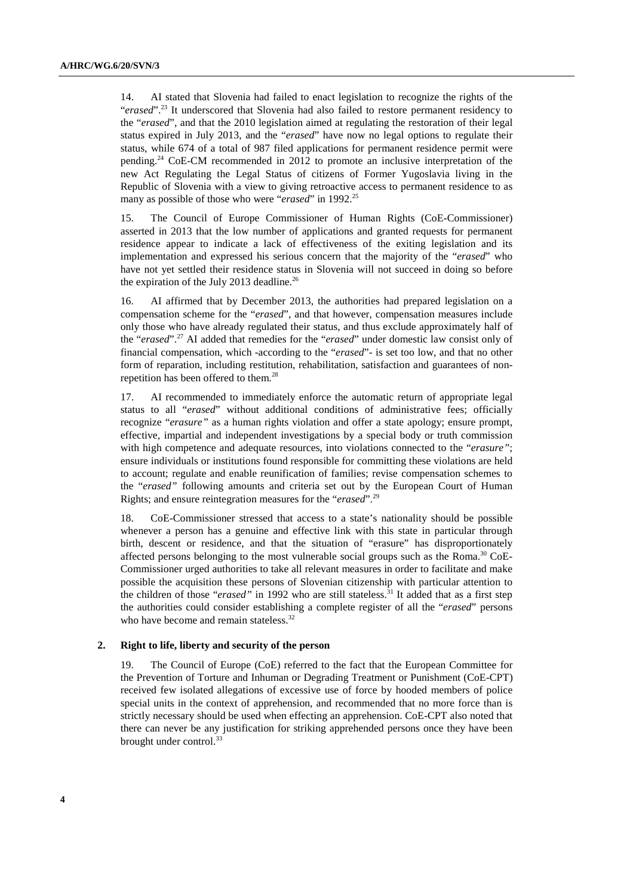14. AI stated that Slovenia had failed to enact legislation to recognize the rights of the "*erased*".[23] It underscored that Slovenia had also failed to restore permanent residency to the "*erased*", and that the 2010 legislation aimed at regulating the restoration of their legal status expired in July 2013, and the "*erased*" have now no legal options to regulate their status, while 674 of a total of 987 filed applications for permanent residence permit were pending.[24] CoE-CM recommended in 2012 to promote an inclusive interpretation of the new Act Regulating the Legal Status of citizens of Former Yugoslavia living in the Republic of Slovenia with a view to giving retroactive access to permanent residence to as many as possible of those who were "*erased*" in 1992.[25]

15. The Council of Europe Commissioner of Human Rights (CoE-Commissioner) asserted in 2013 that the low number of applications and granted requests for permanent residence appear to indicate a lack of effectiveness of the exiting legislation and its implementation and expressed his serious concern that the majority of the "*erased*" who have not yet settled their residence status in Slovenia will not succeed in doing so before the expiration of the July 2013 deadline.[26]

16. AI affirmed that by December 2013, the authorities had prepared legislation on a compensation scheme for the "*erased*", and that however, compensation measures include only those who have already regulated their status, and thus exclude approximately half of the "*erased*".[27] AI added that remedies for the "*erased*" under domestic law consist only of financial compensation, which -according to the "*erased*"- is set too low, and that no other form of reparation, including restitution, rehabilitation, satisfaction and guarantees of non-repetition has been offered to them.[28]

17. AI recommended to immediately enforce the automatic return of appropriate legal status to all "*erased*" without additional conditions of administrative fees; officially recognize "*erasure"* as a human rights violation and offer a state apology; ensure prompt, effective, impartial and independent investigations by a special body or truth commission with high competence and adequate resources, into violations connected to the "*erasure"*; ensure individuals or institutions found responsible for committing these violations are held to account; regulate and enable reunification of families; revise compensation schemes to the "*erased"* following amounts and criteria set out by the European Court of Human Rights; and ensure reintegration measures for the "*erased*".[29]

18. CoE-Commissioner stressed that access to a state's nationality should be possible whenever a person has a genuine and effective link with this state in particular through birth, descent or residence, and that the situation of "erasure" has disproportionately affected persons belonging to the most vulnerable social groups such as the Roma.[30] CoE-Commissioner urged authorities to take all relevant measures in order to facilitate and make possible the acquisition these persons of Slovenian citizenship with particular attention to the children of those "*erased"* in 1992 who are still stateless.[31] It added that as a first step the authorities could consider establishing a complete register of all the "*erased*" persons who have become and remain stateless.[32]

### 2. Right to life, liberty and security of the person

19. The Council of Europe (CoE) referred to the fact that the European Committee for the Prevention of Torture and Inhuman or Degrading Treatment or Punishment (CoE-CPT) received few isolated allegations of excessive use of force by hooded members of police special units in the context of apprehension, and recommended that no more force than is strictly necessary should be used when effecting an apprehension. CoE-CPT also noted that there can never be any justification for striking apprehended persons once they have been brought under control.[33]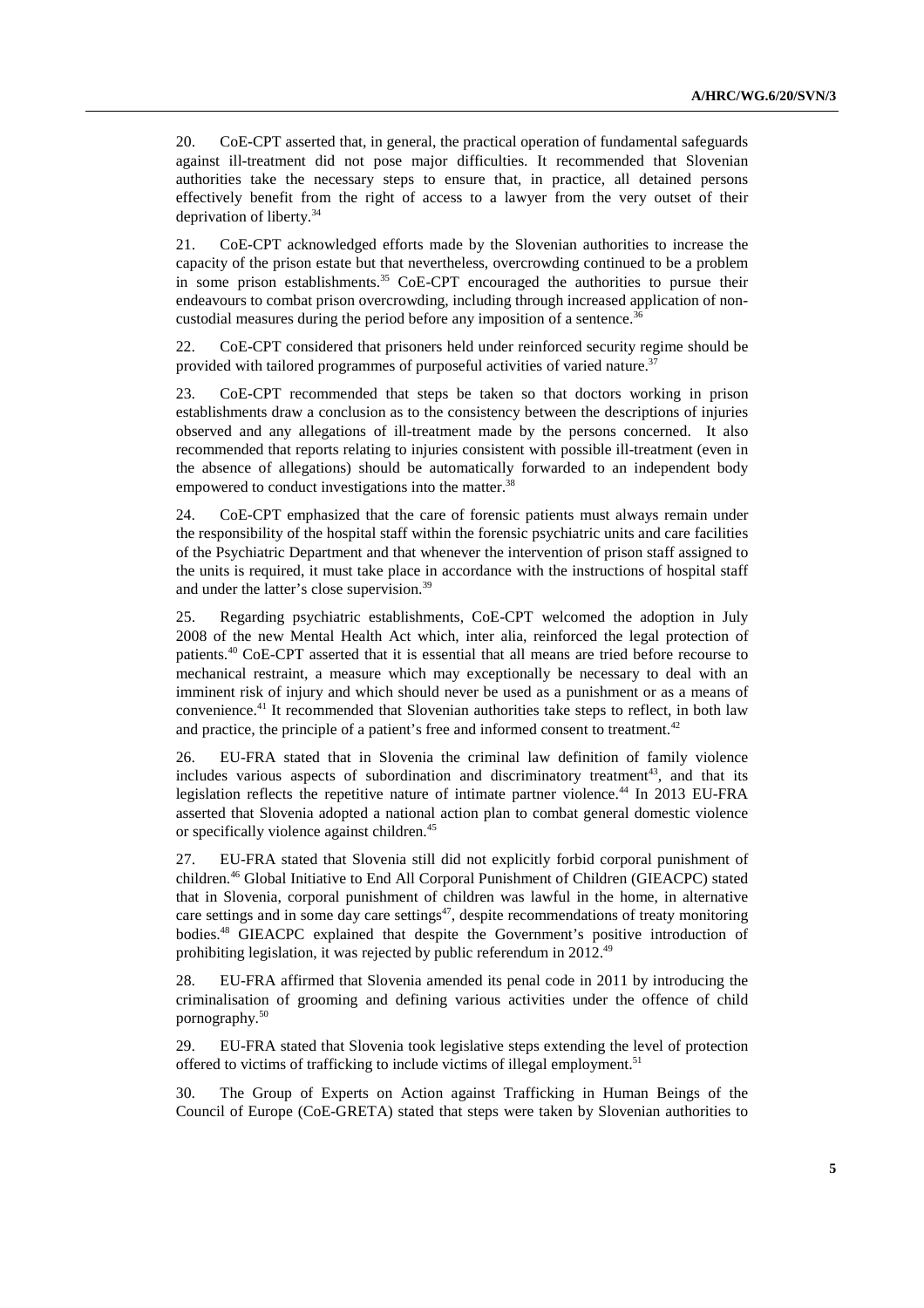20. CoE-CPT asserted that, in general, the practical operation of fundamental safeguards against ill-treatment did not pose major difficulties. It recommended that Slovenian authorities take the necessary steps to ensure that, in practice, all detained persons effectively benefit from the right of access to a lawyer from the very outset of their deprivation of liberty.[34]

21. CoE-CPT acknowledged efforts made by the Slovenian authorities to increase the capacity of the prison estate but that nevertheless, overcrowding continued to be a problem in some prison establishments.[35] CoE-CPT encouraged the authorities to pursue their endeavours to combat prison overcrowding, including through increased application of non-custodial measures during the period before any imposition of a sentence.[36]

22. CoE-CPT considered that prisoners held under reinforced security regime should be provided with tailored programmes of purposeful activities of varied nature.[37]

23. CoE-CPT recommended that steps be taken so that doctors working in prison establishments draw a conclusion as to the consistency between the descriptions of injuries observed and any allegations of ill-treatment made by the persons concerned. It also recommended that reports relating to injuries consistent with possible ill-treatment (even in the absence of allegations) should be automatically forwarded to an independent body empowered to conduct investigations into the matter.[38]

24. CoE-CPT emphasized that the care of forensic patients must always remain under the responsibility of the hospital staff within the forensic psychiatric units and care facilities of the Psychiatric Department and that whenever the intervention of prison staff assigned to the units is required, it must take place in accordance with the instructions of hospital staff and under the latter's close supervision.[39]

25. Regarding psychiatric establishments, CoE-CPT welcomed the adoption in July 2008 of the new Mental Health Act which, inter alia, reinforced the legal protection of patients.[40] CoE-CPT asserted that it is essential that all means are tried before recourse to mechanical restraint, a measure which may exceptionally be necessary to deal with an imminent risk of injury and which should never be used as a punishment or as a means of convenience.[41] It recommended that Slovenian authorities take steps to reflect, in both law and practice, the principle of a patient's free and informed consent to treatment.[42]

26. EU-FRA stated that in Slovenia the criminal law definition of family violence includes various aspects of subordination and discriminatory treatment[43], and that its legislation reflects the repetitive nature of intimate partner violence.[44] In 2013 EU-FRA asserted that Slovenia adopted a national action plan to combat general domestic violence or specifically violence against children.[45]

27. EU-FRA stated that Slovenia still did not explicitly forbid corporal punishment of children.[46] Global Initiative to End All Corporal Punishment of Children (GIEACPC) stated that in Slovenia, corporal punishment of children was lawful in the home, in alternative care settings and in some day care settings[47], despite recommendations of treaty monitoring bodies.[48] GIEACPC explained that despite the Government's positive introduction of prohibiting legislation, it was rejected by public referendum in 2012.[49]

28. EU-FRA affirmed that Slovenia amended its penal code in 2011 by introducing the criminalisation of grooming and defining various activities under the offence of child pornography.[50]

29. EU-FRA stated that Slovenia took legislative steps extending the level of protection offered to victims of trafficking to include victims of illegal employment.[51]

30. The Group of Experts on Action against Trafficking in Human Beings of the Council of Europe (CoE-GRETA) stated that steps were taken by Slovenian authorities to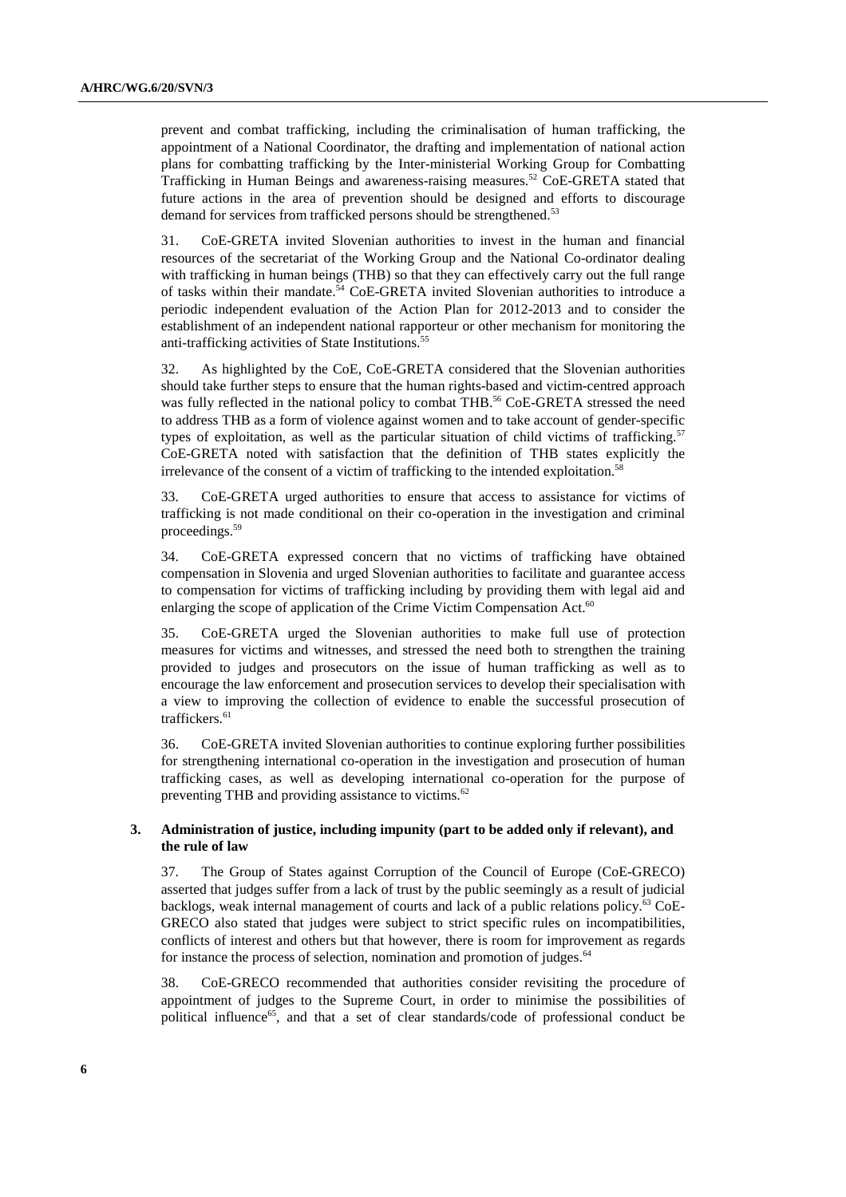prevent and combat trafficking, including the criminalisation of human trafficking, the appointment of a National Coordinator, the drafting and implementation of national action plans for combatting trafficking by the Inter-ministerial Working Group for Combatting Trafficking in Human Beings and awareness-raising measures.[52] CoE-GRETA stated that future actions in the area of prevention should be designed and efforts to discourage demand for services from trafficked persons should be strengthened.[53]

31. CoE-GRETA invited Slovenian authorities to invest in the human and financial resources of the secretariat of the Working Group and the National Co-ordinator dealing with trafficking in human beings (THB) so that they can effectively carry out the full range of tasks within their mandate.[54] CoE-GRETA invited Slovenian authorities to introduce a periodic independent evaluation of the Action Plan for 2012-2013 and to consider the establishment of an independent national rapporteur or other mechanism for monitoring the anti-trafficking activities of State Institutions.[55]

32. As highlighted by the CoE, CoE-GRETA considered that the Slovenian authorities should take further steps to ensure that the human rights-based and victim-centred approach was fully reflected in the national policy to combat THB.[56] CoE-GRETA stressed the need to address THB as a form of violence against women and to take account of gender-specific types of exploitation, as well as the particular situation of child victims of trafficking.[57] CoE-GRETA noted with satisfaction that the definition of THB states explicitly the irrelevance of the consent of a victim of trafficking to the intended exploitation.[58]

33. CoE-GRETA urged authorities to ensure that access to assistance for victims of trafficking is not made conditional on their co-operation in the investigation and criminal proceedings.[59]

34. CoE-GRETA expressed concern that no victims of trafficking have obtained compensation in Slovenia and urged Slovenian authorities to facilitate and guarantee access to compensation for victims of trafficking including by providing them with legal aid and enlarging the scope of application of the Crime Victim Compensation Act.[60]

35. CoE-GRETA urged the Slovenian authorities to make full use of protection measures for victims and witnesses, and stressed the need both to strengthen the training provided to judges and prosecutors on the issue of human trafficking as well as to encourage the law enforcement and prosecution services to develop their specialisation with a view to improving the collection of evidence to enable the successful prosecution of traffickers.[61]

36. CoE-GRETA invited Slovenian authorities to continue exploring further possibilities for strengthening international co-operation in the investigation and prosecution of human trafficking cases, as well as developing international co-operation for the purpose of preventing THB and providing assistance to victims.[62]

### 3. Administration of justice, including impunity (part to be added only if relevant), and the rule of law

37. The Group of States against Corruption of the Council of Europe (CoE-GRECO) asserted that judges suffer from a lack of trust by the public seemingly as a result of judicial backlogs, weak internal management of courts and lack of a public relations policy.[63] CoE-GRECO also stated that judges were subject to strict specific rules on incompatibilities, conflicts of interest and others but that however, there is room for improvement as regards for instance the process of selection, nomination and promotion of judges.[64]

38. CoE-GRECO recommended that authorities consider revisiting the procedure of appointment of judges to the Supreme Court, in order to minimise the possibilities of political influence[65], and that a set of clear standards/code of professional conduct be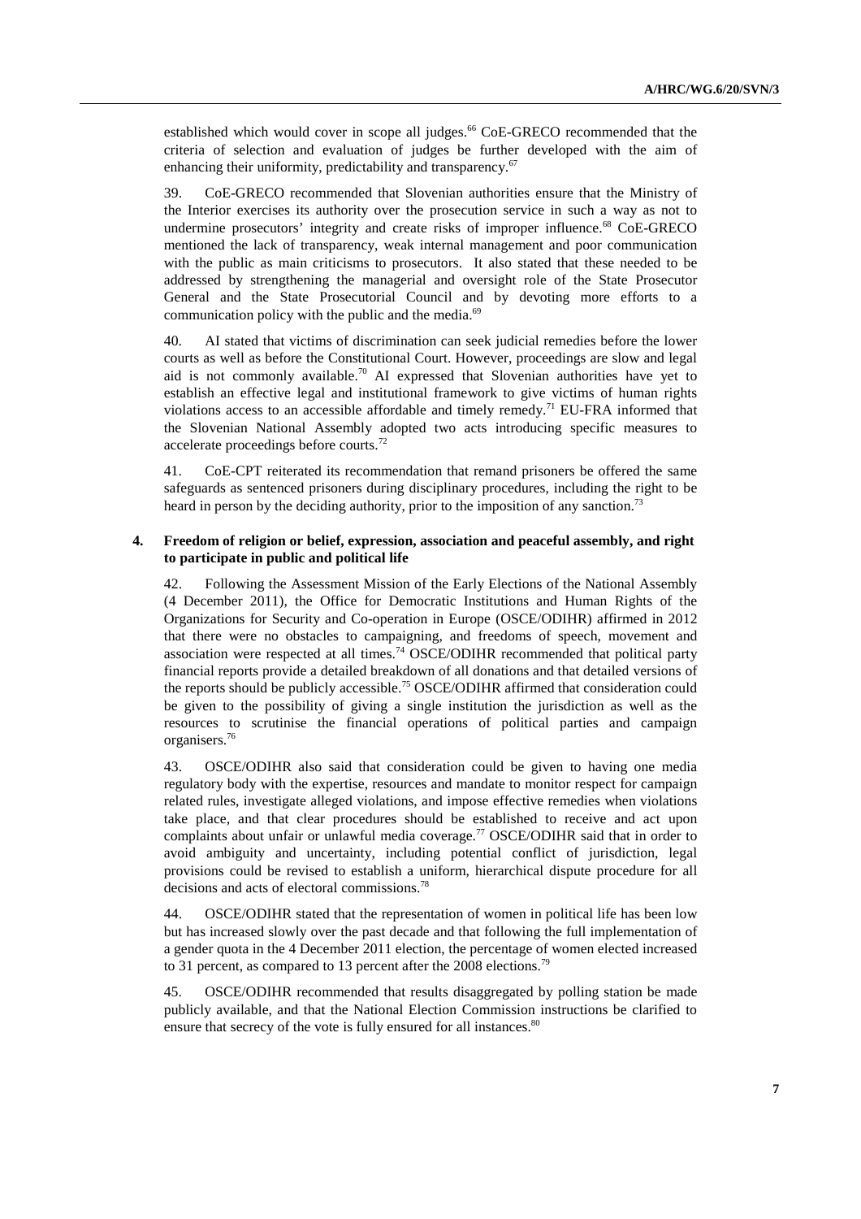established which would cover in scope all judges.[66] CoE-GRECO recommended that the criteria of selection and evaluation of judges be further developed with the aim of enhancing their uniformity, predictability and transparency.[67]

39. CoE-GRECO recommended that Slovenian authorities ensure that the Ministry of the Interior exercises its authority over the prosecution service in such a way as not to undermine prosecutors' integrity and create risks of improper influence.[68] CoE-GRECO mentioned the lack of transparency, weak internal management and poor communication with the public as main criticisms to prosecutors. It also stated that these needed to be addressed by strengthening the managerial and oversight role of the State Prosecutor General and the State Prosecutorial Council and by devoting more efforts to a communication policy with the public and the media.[69]

40. AI stated that victims of discrimination can seek judicial remedies before the lower courts as well as before the Constitutional Court. However, proceedings are slow and legal aid is not commonly available.[70] AI expressed that Slovenian authorities have yet to establish an effective legal and institutional framework to give victims of human rights violations access to an accessible affordable and timely remedy.[71] EU-FRA informed that the Slovenian National Assembly adopted two acts introducing specific measures to accelerate proceedings before courts.[72]

41. CoE-CPT reiterated its recommendation that remand prisoners be offered the same safeguards as sentenced prisoners during disciplinary procedures, including the right to be heard in person by the deciding authority, prior to the imposition of any sanction.[73]

### 4. Freedom of religion or belief, expression, association and peaceful assembly, and right to participate in public and political life

42. Following the Assessment Mission of the Early Elections of the National Assembly (4 December 2011), the Office for Democratic Institutions and Human Rights of the Organizations for Security and Co-operation in Europe (OSCE/ODIHR) affirmed in 2012 that there were no obstacles to campaigning, and freedoms of speech, movement and association were respected at all times.[74] OSCE/ODIHR recommended that political party financial reports provide a detailed breakdown of all donations and that detailed versions of the reports should be publicly accessible.[75] OSCE/ODIHR affirmed that consideration could be given to the possibility of giving a single institution the jurisdiction as well as the resources to scrutinise the financial operations of political parties and campaign organisers.[76]

43. OSCE/ODIHR also said that consideration could be given to having one media regulatory body with the expertise, resources and mandate to monitor respect for campaign related rules, investigate alleged violations, and impose effective remedies when violations take place, and that clear procedures should be established to receive and act upon complaints about unfair or unlawful media coverage.[77] OSCE/ODIHR said that in order to avoid ambiguity and uncertainty, including potential conflict of jurisdiction, legal provisions could be revised to establish a uniform, hierarchical dispute procedure for all decisions and acts of electoral commissions.[78]

44. OSCE/ODIHR stated that the representation of women in political life has been low but has increased slowly over the past decade and that following the full implementation of a gender quota in the 4 December 2011 election, the percentage of women elected increased to 31 percent, as compared to 13 percent after the 2008 elections.[79]

45. OSCE/ODIHR recommended that results disaggregated by polling station be made publicly available, and that the National Election Commission instructions be clarified to ensure that secrecy of the vote is fully ensured for all instances.[80]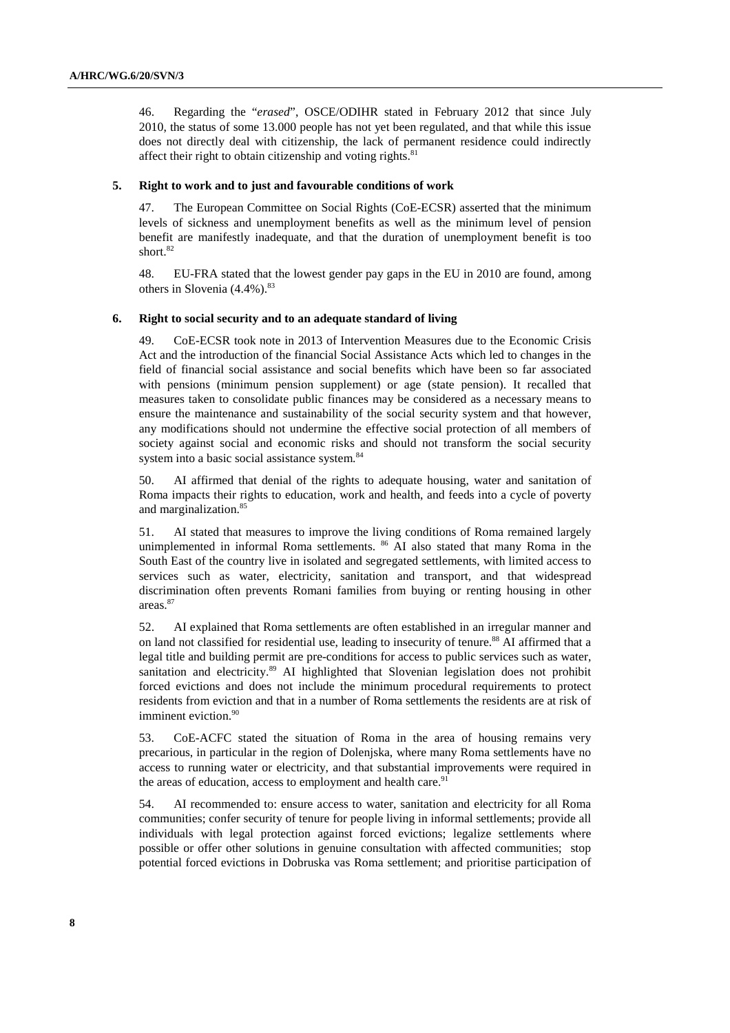46. Regarding the "*erased*", OSCE/ODIHR stated in February 2012 that since July 2010, the status of some 13.000 people has not yet been regulated, and that while this issue does not directly deal with citizenship, the lack of permanent residence could indirectly affect their right to obtain citizenship and voting rights.[81]

### 5. Right to work and to just and favourable conditions of work

47. The European Committee on Social Rights (CoE-ECSR) asserted that the minimum levels of sickness and unemployment benefits as well as the minimum level of pension benefit are manifestly inadequate, and that the duration of unemployment benefit is too short.[82]

48. EU-FRA stated that the lowest gender pay gaps in the EU in 2010 are found, among others in Slovenia (4.4%).[83]

### 6. Right to social security and to an adequate standard of living

49. CoE-ECSR took note in 2013 of Intervention Measures due to the Economic Crisis Act and the introduction of the financial Social Assistance Acts which led to changes in the field of financial social assistance and social benefits which have been so far associated with pensions (minimum pension supplement) or age (state pension). It recalled that measures taken to consolidate public finances may be considered as a necessary means to ensure the maintenance and sustainability of the social security system and that however, any modifications should not undermine the effective social protection of all members of society against social and economic risks and should not transform the social security system into a basic social assistance system.[84]

50. AI affirmed that denial of the rights to adequate housing, water and sanitation of Roma impacts their rights to education, work and health, and feeds into a cycle of poverty and marginalization.[85]

51. AI stated that measures to improve the living conditions of Roma remained largely unimplemented in informal Roma settlements.[86] AI also stated that many Roma in the South East of the country live in isolated and segregated settlements, with limited access to services such as water, electricity, sanitation and transport, and that widespread discrimination often prevents Romani families from buying or renting housing in other areas.[87]

52. AI explained that Roma settlements are often established in an irregular manner and on land not classified for residential use, leading to insecurity of tenure.[88] AI affirmed that a legal title and building permit are pre-conditions for access to public services such as water, sanitation and electricity.[89] AI highlighted that Slovenian legislation does not prohibit forced evictions and does not include the minimum procedural requirements to protect residents from eviction and that in a number of Roma settlements the residents are at risk of imminent eviction.[90]

53. CoE-ACFC stated the situation of Roma in the area of housing remains very precarious, in particular in the region of Dolenjska, where many Roma settlements have no access to running water or electricity, and that substantial improvements were required in the areas of education, access to employment and health care.[91]

54. AI recommended to: ensure access to water, sanitation and electricity for all Roma communities; confer security of tenure for people living in informal settlements; provide all individuals with legal protection against forced evictions; legalize settlements where possible or offer other solutions in genuine consultation with affected communities; stop potential forced evictions in Dobruska vas Roma settlement; and prioritise participation of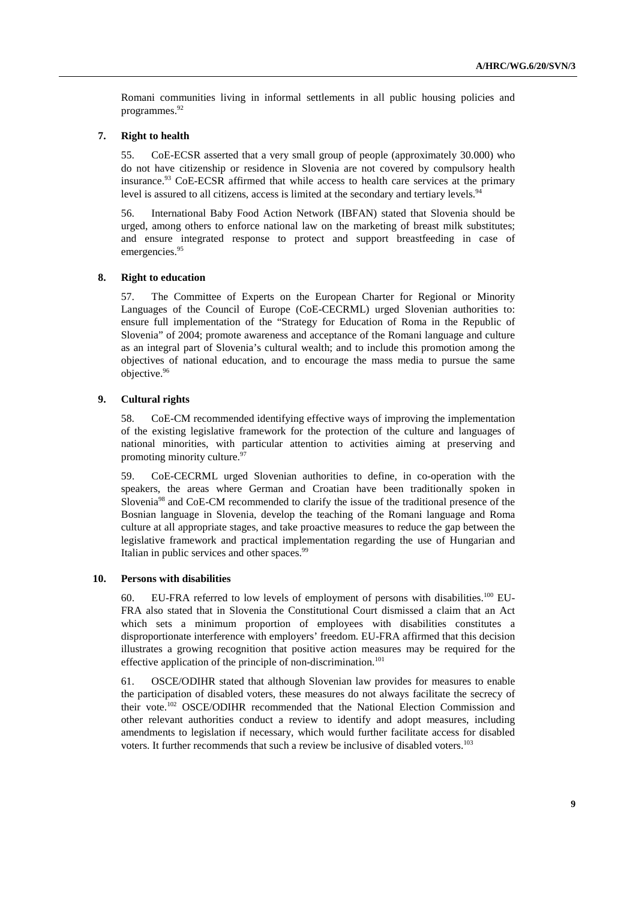Romani communities living in informal settlements in all public housing policies and programmes.[92]

### 7. Right to health

55. CoE-ECSR asserted that a very small group of people (approximately 30.000) who do not have citizenship or residence in Slovenia are not covered by compulsory health insurance.[93] CoE-ECSR affirmed that while access to health care services at the primary level is assured to all citizens, access is limited at the secondary and tertiary levels.[94]

56. International Baby Food Action Network (IBFAN) stated that Slovenia should be urged, among others to enforce national law on the marketing of breast milk substitutes; and ensure integrated response to protect and support breastfeeding in case of emergencies.[95]

### 8. Right to education

57. The Committee of Experts on the European Charter for Regional or Minority Languages of the Council of Europe (CoE-CECRML) urged Slovenian authorities to: ensure full implementation of the "Strategy for Education of Roma in the Republic of Slovenia" of 2004; promote awareness and acceptance of the Romani language and culture as an integral part of Slovenia's cultural wealth; and to include this promotion among the objectives of national education, and to encourage the mass media to pursue the same objective.[96]

### 9. Cultural rights

58. CoE-CM recommended identifying effective ways of improving the implementation of the existing legislative framework for the protection of the culture and languages of national minorities, with particular attention to activities aiming at preserving and promoting minority culture.[97]

59. CoE-CECRML urged Slovenian authorities to define, in co-operation with the speakers, the areas where German and Croatian have been traditionally spoken in Slovenia[98] and CoE-CM recommended to clarify the issue of the traditional presence of the Bosnian language in Slovenia, develop the teaching of the Romani language and Roma culture at all appropriate stages, and take proactive measures to reduce the gap between the legislative framework and practical implementation regarding the use of Hungarian and Italian in public services and other spaces.[99]

### 10. Persons with disabilities

60. EU-FRA referred to low levels of employment of persons with disabilities.[100] EU-FRA also stated that in Slovenia the Constitutional Court dismissed a claim that an Act which sets a minimum proportion of employees with disabilities constitutes a disproportionate interference with employers' freedom. EU-FRA affirmed that this decision illustrates a growing recognition that positive action measures may be required for the effective application of the principle of non-discrimination.[101]

61. OSCE/ODIHR stated that although Slovenian law provides for measures to enable the participation of disabled voters, these measures do not always facilitate the secrecy of their vote.[102] OSCE/ODIHR recommended that the National Election Commission and other relevant authorities conduct a review to identify and adopt measures, including amendments to legislation if necessary, which would further facilitate access for disabled voters. It further recommends that such a review be inclusive of disabled voters.[103]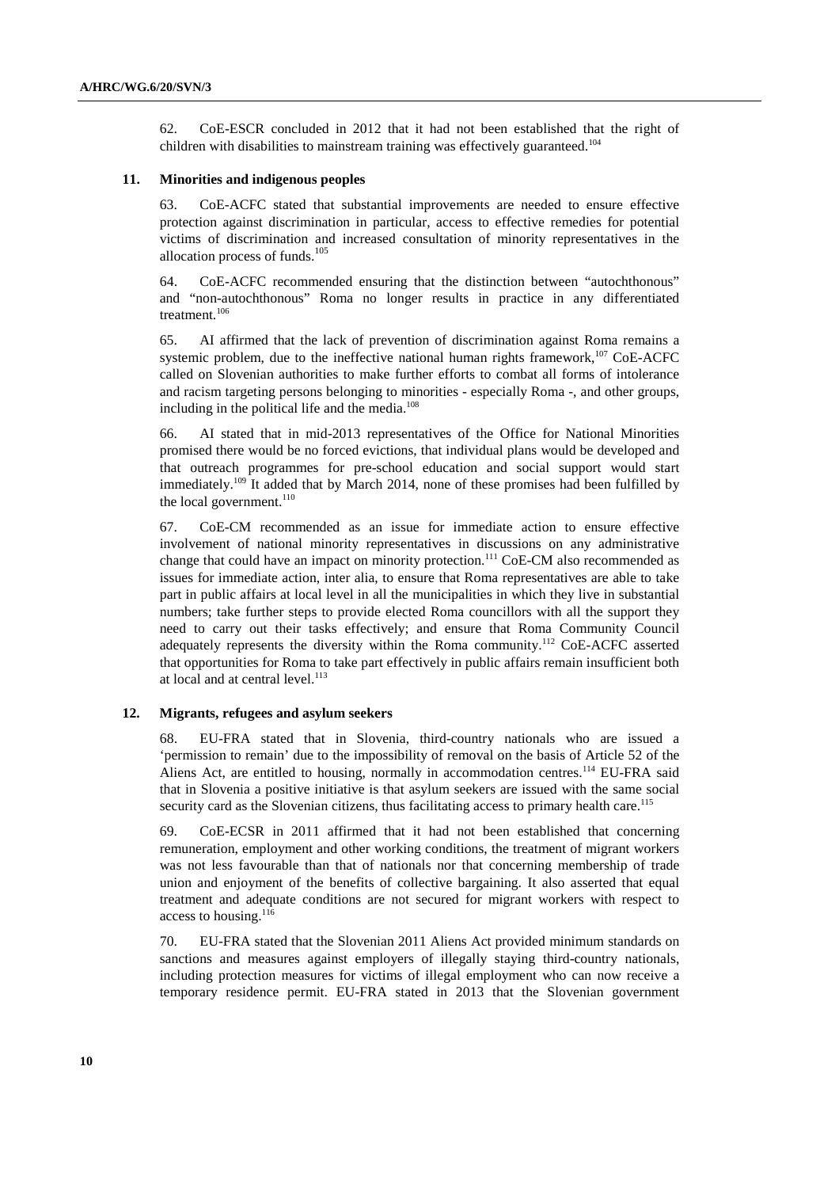62. CoE-ESCR concluded in 2012 that it had not been established that the right of children with disabilities to mainstream training was effectively guaranteed.[104]

### 11. Minorities and indigenous peoples

63. CoE-ACFC stated that substantial improvements are needed to ensure effective protection against discrimination in particular, access to effective remedies for potential victims of discrimination and increased consultation of minority representatives in the allocation process of funds.[105]

64. CoE-ACFC recommended ensuring that the distinction between "autochthonous" and "non-autochthonous" Roma no longer results in practice in any differentiated treatment.[106]

65. AI affirmed that the lack of prevention of discrimination against Roma remains a systemic problem, due to the ineffective national human rights framework,[107] CoE-ACFC called on Slovenian authorities to make further efforts to combat all forms of intolerance and racism targeting persons belonging to minorities - especially Roma -, and other groups, including in the political life and the media.[108]

66. AI stated that in mid-2013 representatives of the Office for National Minorities promised there would be no forced evictions, that individual plans would be developed and that outreach programmes for pre-school education and social support would start immediately.[109] It added that by March 2014, none of these promises had been fulfilled by the local government.[110]

67. CoE-CM recommended as an issue for immediate action to ensure effective involvement of national minority representatives in discussions on any administrative change that could have an impact on minority protection.[111] CoE-CM also recommended as issues for immediate action, inter alia, to ensure that Roma representatives are able to take part in public affairs at local level in all the municipalities in which they live in substantial numbers; take further steps to provide elected Roma councillors with all the support they need to carry out their tasks effectively; and ensure that Roma Community Council adequately represents the diversity within the Roma community.[112] CoE-ACFC asserted that opportunities for Roma to take part effectively in public affairs remain insufficient both at local and at central level.[113]

### 12. Migrants, refugees and asylum seekers

68. EU-FRA stated that in Slovenia, third-country nationals who are issued a 'permission to remain' due to the impossibility of removal on the basis of Article 52 of the Aliens Act, are entitled to housing, normally in accommodation centres.[114] EU-FRA said that in Slovenia a positive initiative is that asylum seekers are issued with the same social security card as the Slovenian citizens, thus facilitating access to primary health care.[115]

69. CoE-ECSR in 2011 affirmed that it had not been established that concerning remuneration, employment and other working conditions, the treatment of migrant workers was not less favourable than that of nationals nor that concerning membership of trade union and enjoyment of the benefits of collective bargaining. It also asserted that equal treatment and adequate conditions are not secured for migrant workers with respect to access to housing.[116]

70. EU-FRA stated that the Slovenian 2011 Aliens Act provided minimum standards on sanctions and measures against employers of illegally staying third-country nationals, including protection measures for victims of illegal employment who can now receive a temporary residence permit. EU-FRA stated in 2013 that the Slovenian government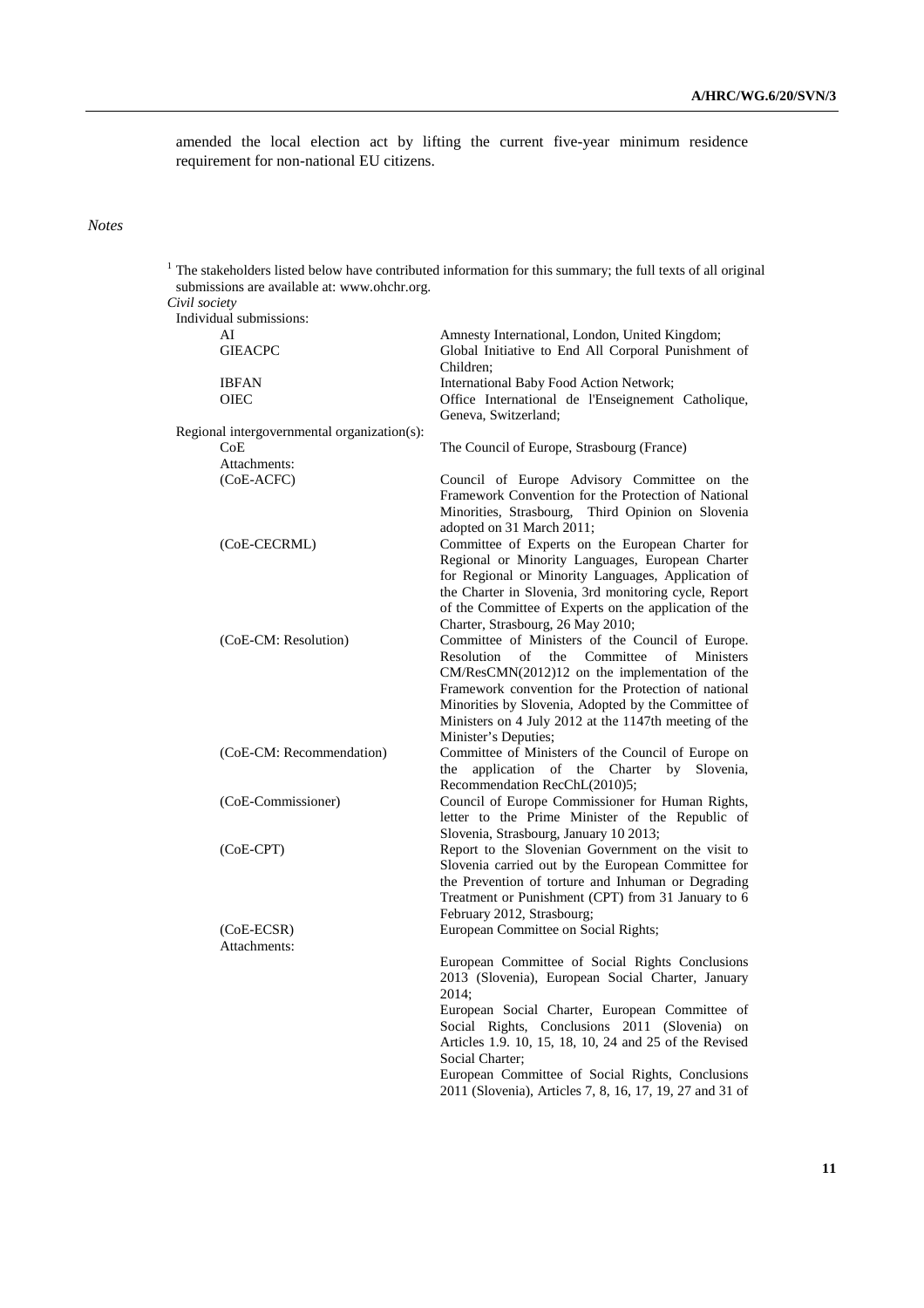amended the local election act by lifting the current five-year minimum residence requirement for non-national EU citizens.

*Notes*

[1] The stakeholders listed below have contributed information for this summary; the full texts of all original submissions are available at: www.ohchr.org.

*Civil society*

Individual submissions:

| | |
|---|---|
| AI | Amnesty International, London, United Kingdom; |
| GIEACPC | Global Initiative to End All Corporal Punishment of Children; |
| IBFAN | International Baby Food Action Network; |
| OIEC | Office International de l'Enseignement Catholique, Geneva, Switzerland; |

Regional intergovernmental organization(s):

| | |
|---|---|
| CoE | The Council of Europe, Strasbourg (France) |
| Attachments: | |
| (CoE-ACFC) | Council of Europe Advisory Committee on the Framework Convention for the Protection of National Minorities, Strasbourg, Third Opinion on Slovenia adopted on 31 March 2011; |
| (CoE-CECRML) | Committee of Experts on the European Charter for Regional or Minority Languages, European Charter for Regional or Minority Languages, Application of the Charter in Slovenia, 3rd monitoring cycle, Report of the Committee of Experts on the application of the Charter, Strasbourg, 26 May 2010; |
| (CoE-CM: Resolution) | Committee of Ministers of the Council of Europe. Resolution of the Committee of Ministers CM/ResCMN(2012)12 on the implementation of the Framework convention for the Protection of national Minorities by Slovenia, Adopted by the Committee of Ministers on 4 July 2012 at the 1147th meeting of the Minister's Deputies; |
| (CoE-CM: Recommendation) | Committee of Ministers of the Council of Europe on the application of the Charter by Slovenia, Recommendation RecChL(2010)5; |
| (CoE-Commissioner) | Council of Europe Commissioner for Human Rights, letter to the Prime Minister of the Republic of Slovenia, Strasbourg, January 10 2013; |
| (CoE-CPT) | Report to the Slovenian Government on the visit to Slovenia carried out by the European Committee for the Prevention of torture and Inhuman or Degrading Treatment or Punishment (CPT) from 31 January to 6 February 2012, Strasbourg; |
| (CoE-ECSR) | European Committee on Social Rights; |
| Attachments: | European Committee of Social Rights Conclusions 2013 (Slovenia), European Social Charter, January 2014; |
| | European Social Charter, European Committee of Social Rights, Conclusions 2011 (Slovenia) on Articles 1.9. 10, 15, 18, 10, 24 and 25 of the Revised Social Charter; |
| | European Committee of Social Rights, Conclusions 2011 (Slovenia), Articles 7, 8, 16, 17, 19, 27 and 31 of |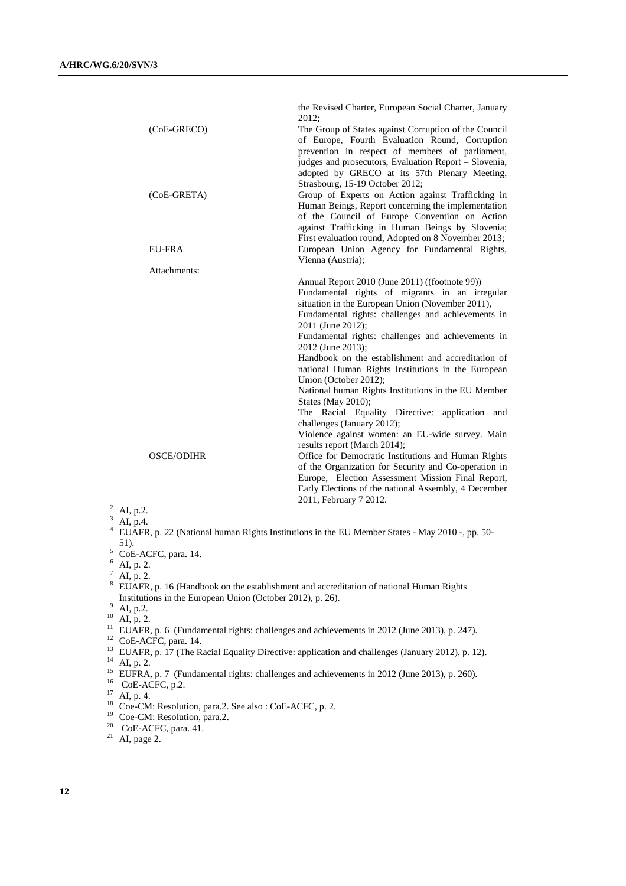| | |
|---|---|
| | the Revised Charter, European Social Charter, January 2012; |
| (CoE-GRECO) | The Group of States against Corruption of the Council of Europe, Fourth Evaluation Round, Corruption prevention in respect of members of parliament, judges and prosecutors, Evaluation Report – Slovenia, adopted by GRECO at its 57th Plenary Meeting, Strasbourg, 15-19 October 2012; |
| (CoE-GRETA) | Group of Experts on Action against Trafficking in Human Beings, Report concerning the implementation of the Council of Europe Convention on Action against Trafficking in Human Beings by Slovenia; First evaluation round, Adopted on 8 November 2013; |
| EU-FRA | European Union Agency for Fundamental Rights, Vienna (Austria); |
| Attachments: | |
| | Annual Report 2010 (June 2011) ((footnote 99)) |
| | Fundamental rights of migrants in an irregular situation in the European Union (November 2011), |
| | Fundamental rights: challenges and achievements in 2011 (June 2012); |
| | Fundamental rights: challenges and achievements in 2012 (June 2013); |
| | Handbook on the establishment and accreditation of national Human Rights Institutions in the European Union (October 2012); |
| | National human Rights Institutions in the EU Member States (May 2010); |
| | The Racial Equality Directive: application and challenges (January 2012); |
| | Violence against women: an EU-wide survey. Main results report (March 2014); |
| OSCE/ODIHR | Office for Democratic Institutions and Human Rights of the Organization for Security and Co-operation in Europe, Election Assessment Mission Final Report, Early Elections of the national Assembly, 4 December 2011, February 7 2012. |

[2] AI, p.2.
[3] AI, p.4.
[4] EUAFR, p. 22 (National human Rights Institutions in the EU Member States - May 2010 -, pp. 50-51).
[5] CoE-ACFC, para. 14.
[6] AI, p. 2.
[7] AI, p. 2.
[8] EUAFR, p. 16 (Handbook on the establishment and accreditation of national Human Rights Institutions in the European Union (October 2012), p. 26).
[9] AI, p.2.
[10] AI, p. 2.
[11] EUAFR, p. 6 (Fundamental rights: challenges and achievements in 2012 (June 2013), p. 247).
[12] CoE-ACFC, para. 14.
[13] EUAFR, p. 17 (The Racial Equality Directive: application and challenges (January 2012), p. 12).
[14] AI, p. 2.
[15] EUFRA, p. 7 (Fundamental rights: challenges and achievements in 2012 (June 2013), p. 260).
[16] CoE-ACFC, p.2.
[17] AI, p. 4.
[18] Coe-CM: Resolution, para.2. See also : CoE-ACFC, p. 2.
[19] Coe-CM: Resolution, para.2.
[20] CoE-ACFC, para. 41.
[21] AI, page 2.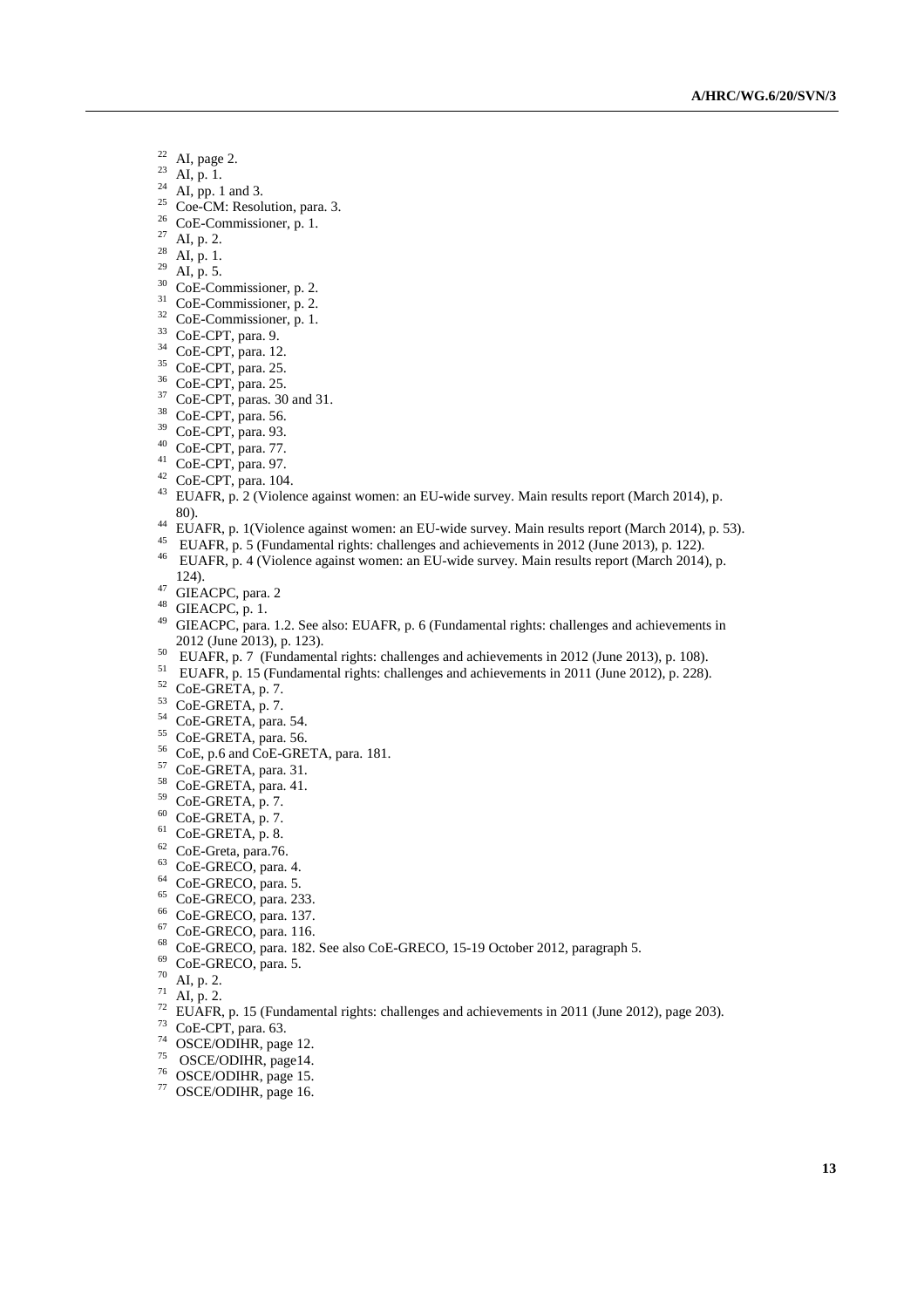[22] AI, page 2.
[23] AI, p. 1.
[24] AI, pp. 1 and 3.
[25] Coe-CM: Resolution, para. 3.
[26] CoE-Commissioner, p. 1.
[27] AI, p. 2.
[28] AI, p. 1.
[29] AI, p. 5.
[30] CoE-Commissioner, p. 2.
[31] CoE-Commissioner, p. 2.
[32] CoE-Commissioner, p. 1.
[33] CoE-CPT, para. 9.
[34] CoE-CPT, para. 12.
[35] CoE-CPT, para. 25.
[36] CoE-CPT, para. 25.
[37] CoE-CPT, paras. 30 and 31.
[38] CoE-CPT, para. 56.
[39] CoE-CPT, para. 93.
[40] CoE-CPT, para. 77.
[41] CoE-CPT, para. 97.
[42] CoE-CPT, para. 104.
[43] EUAFR, p. 2 (Violence against women: an EU-wide survey. Main results report (March 2014), p. 80).
[44] EUAFR, p. 1(Violence against women: an EU-wide survey. Main results report (March 2014), p. 53).
[45] EUAFR, p. 5 (Fundamental rights: challenges and achievements in 2012 (June 2013), p. 122).
[46] EUAFR, p. 4 (Violence against women: an EU-wide survey. Main results report (March 2014), p. 124).
[47] GIEACPC, para. 2
[48] GIEACPC, p. 1.
[49] GIEACPC, para. 1.2. See also: EUAFR, p. 6 (Fundamental rights: challenges and achievements in 2012 (June 2013), p. 123).
[50] EUAFR, p. 7 (Fundamental rights: challenges and achievements in 2012 (June 2013), p. 108).
[51] EUAFR, p. 15 (Fundamental rights: challenges and achievements in 2011 (June 2012), p. 228).
[52] CoE-GRETA, p. 7.
[53] CoE-GRETA, p. 7.
[54] CoE-GRETA, para. 54.
[55] CoE-GRETA, para. 56.
[56] CoE, p.6 and CoE-GRETA, para. 181.
[57] CoE-GRETA, para. 31.
[58] CoE-GRETA, para. 41.
[59] CoE-GRETA, p. 7.
[60] CoE-GRETA, p. 7.
[61] CoE-GRETA, p. 8.
[62] CoE-Greta, para.76.
[63] CoE-GRECO, para. 4.
[64] CoE-GRECO, para. 5.
[65] CoE-GRECO, para. 233.
[66] CoE-GRECO, para. 137.
[67] CoE-GRECO, para. 116.
[68] CoE-GRECO, para. 182. See also CoE-GRECO, 15-19 October 2012, paragraph 5.
[69] CoE-GRECO, para. 5.
[70] AI, p. 2.
[71] AI, p. 2.
[72] EUAFR, p. 15 (Fundamental rights: challenges and achievements in 2011 (June 2012), page 203).
[73] CoE-CPT, para. 63.
[74] OSCE/ODIHR, page 12.
[75] OSCE/ODIHR, page14.
[76] OSCE/ODIHR, page 15.
[77] OSCE/ODIHR, page 16.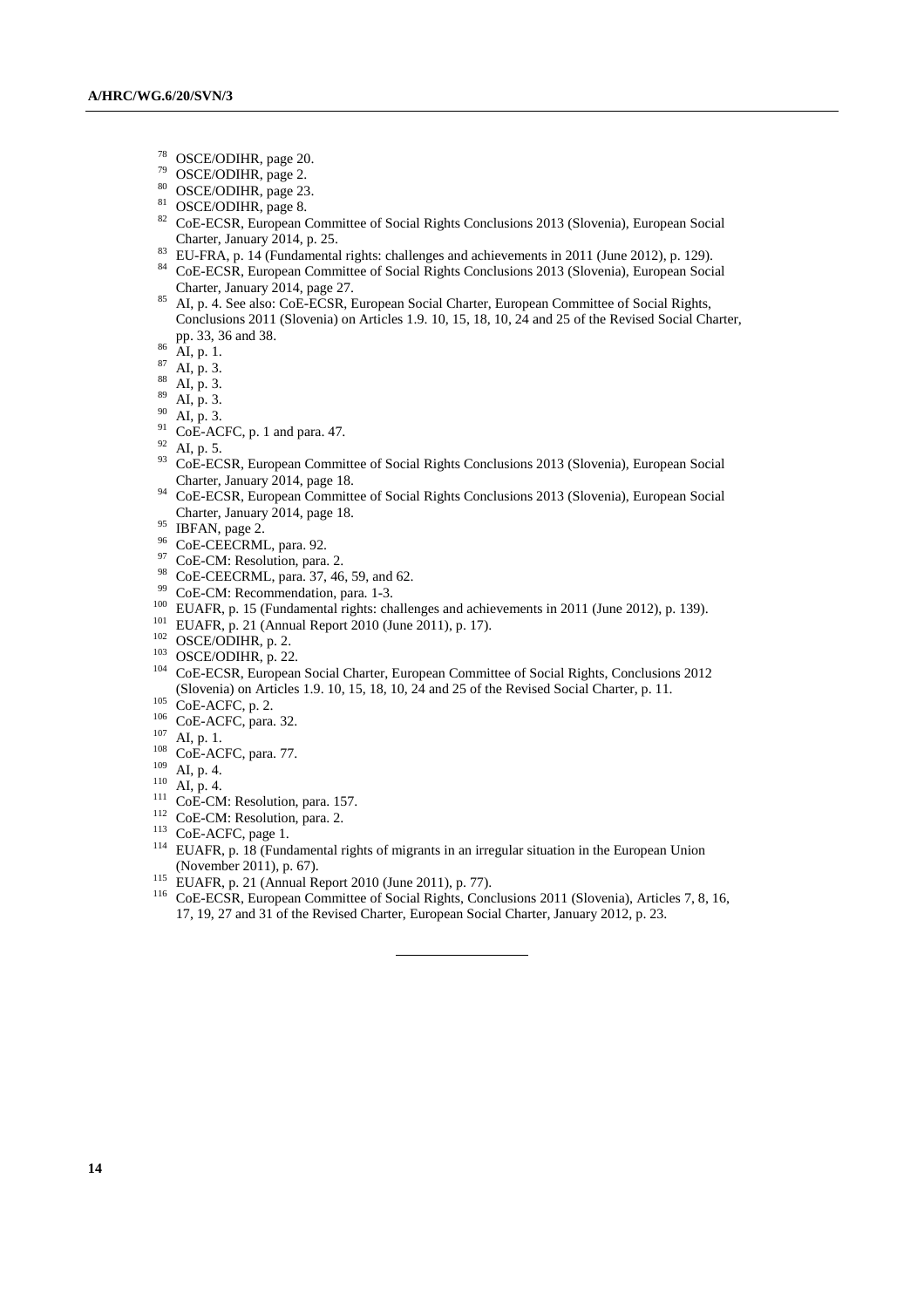[78] OSCE/ODIHR, page 20.

[79] OSCE/ODIHR, page 2.

[80] OSCE/ODIHR, page 23.

[81] OSCE/ODIHR, page 8.

[82] CoE-ECSR, European Committee of Social Rights Conclusions 2013 (Slovenia), European Social Charter, January 2014, p. 25.

[83] EU-FRA, p. 14 (Fundamental rights: challenges and achievements in 2011 (June 2012), p. 129).

[84] CoE-ECSR, European Committee of Social Rights Conclusions 2013 (Slovenia), European Social Charter, January 2014, page 27.

[85] AI, p. 4. See also: CoE-ECSR, European Social Charter, European Committee of Social Rights, Conclusions 2011 (Slovenia) on Articles 1.9. 10, 15, 18, 10, 24 and 25 of the Revised Social Charter, pp. 33, 36 and 38.

[86] AI, p. 1.

[87] AI, p. 3.

[88] AI, p. 3.

[89] AI, p. 3.

[90] AI, p. 3.

[91] CoE-ACFC, p. 1 and para. 47.

[92] AI, p. 5.

[93] CoE-ECSR, European Committee of Social Rights Conclusions 2013 (Slovenia), European Social Charter, January 2014, page 18.

[94] CoE-ECSR, European Committee of Social Rights Conclusions 2013 (Slovenia), European Social Charter, January 2014, page 18.

[95] IBFAN, page 2.

[96] CoE-CEECRML, para. 92.

[97] CoE-CM: Resolution, para. 2.

[98] CoE-CEECRML, para. 37, 46, 59, and 62.

[99] CoE-CM: Recommendation, para. 1-3.

[100] EUAFR, p. 15 (Fundamental rights: challenges and achievements in 2011 (June 2012), p. 139).

[101] EUAFR, p. 21 (Annual Report 2010 (June 2011), p. 17).

[102] OSCE/ODIHR, p. 2.

[103] OSCE/ODIHR, p. 22.

[104] CoE-ECSR, European Social Charter, European Committee of Social Rights, Conclusions 2012 (Slovenia) on Articles 1.9. 10, 15, 18, 10, 24 and 25 of the Revised Social Charter, p. 11.

[105] CoE-ACFC, p. 2.

[106] CoE-ACFC, para. 32.

[107] AI, p. 1.

[108] CoE-ACFC, para. 77.

[109] AI, p. 4.

[110] AI, p. 4.

[111] CoE-CM: Resolution, para. 157.

[112] CoE-CM: Resolution, para. 2.

[113] CoE-ACFC, page 1.

[114] EUAFR, p. 18 (Fundamental rights of migrants in an irregular situation in the European Union (November 2011), p. 67).

[115] EUAFR, p. 21 (Annual Report 2010 (June 2011), p. 77).

[116] CoE-ECSR, European Committee of Social Rights, Conclusions 2011 (Slovenia), Articles 7, 8, 16, 17, 19, 27 and 31 of the Revised Charter, European Social Charter, January 2012, p. 23.